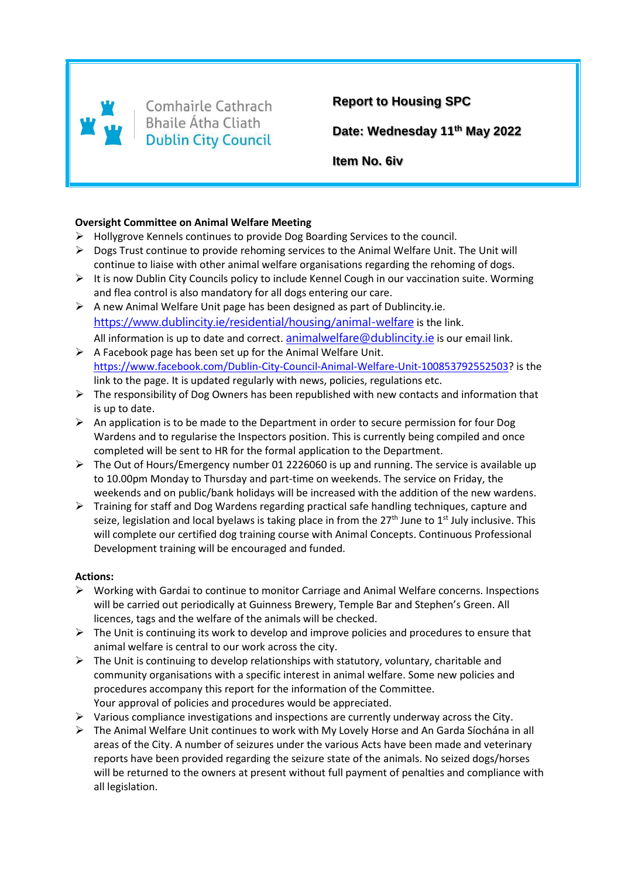Comhairle Cathrach Bhaile Átha Cliath
Dublin City Council

**Report to Housing SPC**

**Date: Wednesday 11th May 2022**

**Item No. 6iv**

**Oversight Committee on Animal Welfare Meeting**

- Hollygrove Kennels continues to provide Dog Boarding Services to the council.
- Dogs Trust continue to provide rehoming services to the Animal Welfare Unit. The Unit will continue to liaise with other animal welfare organisations regarding the rehoming of dogs.
- It is now Dublin City Councils policy to include Kennel Cough in our vaccination suite. Worming and flea control is also mandatory for all dogs entering our care.
- A new Animal Welfare Unit page has been designed as part of Dublincity.ie. https://www.dublincity.ie/residential/housing/animal-welfare is the link. All information is up to date and correct. animalwelfare@dublincity.ie is our email link.
- A Facebook page has been set up for the Animal Welfare Unit. https://www.facebook.com/Dublin-City-Council-Animal-Welfare-Unit-100853792552503? is the link to the page. It is updated regularly with news, policies, regulations etc.
- The responsibility of Dog Owners has been republished with new contacts and information that is up to date.
- An application is to be made to the Department in order to secure permission for four Dog Wardens and to regularise the Inspectors position. This is currently being compiled and once completed will be sent to HR for the formal application to the Department.
- The Out of Hours/Emergency number 01 2226060 is up and running. The service is available up to 10.00pm Monday to Thursday and part-time on weekends. The service on Friday, the weekends and on public/bank holidays will be increased with the addition of the new wardens.
- Training for staff and Dog Wardens regarding practical safe handling techniques, capture and seize, legislation and local byelaws is taking place in from the 27th June to 1st July inclusive. This will complete our certified dog training course with Animal Concepts. Continuous Professional Development training will be encouraged and funded.

**Actions:**

- Working with Gardai to continue to monitor Carriage and Animal Welfare concerns. Inspections will be carried out periodically at Guinness Brewery, Temple Bar and Stephen's Green. All licences, tags and the welfare of the animals will be checked.
- The Unit is continuing its work to develop and improve policies and procedures to ensure that animal welfare is central to our work across the city.
- The Unit is continuing to develop relationships with statutory, voluntary, charitable and community organisations with a specific interest in animal welfare. Some new policies and procedures accompany this report for the information of the Committee.
  Your approval of policies and procedures would be appreciated.
- Various compliance investigations and inspections are currently underway across the City.
- The Animal Welfare Unit continues to work with My Lovely Horse and An Garda Síochána in all areas of the City. A number of seizures under the various Acts have been made and veterinary reports have been provided regarding the seizure state of the animals. No seized dogs/horses will be returned to the owners at present without full payment of penalties and compliance with all legislation.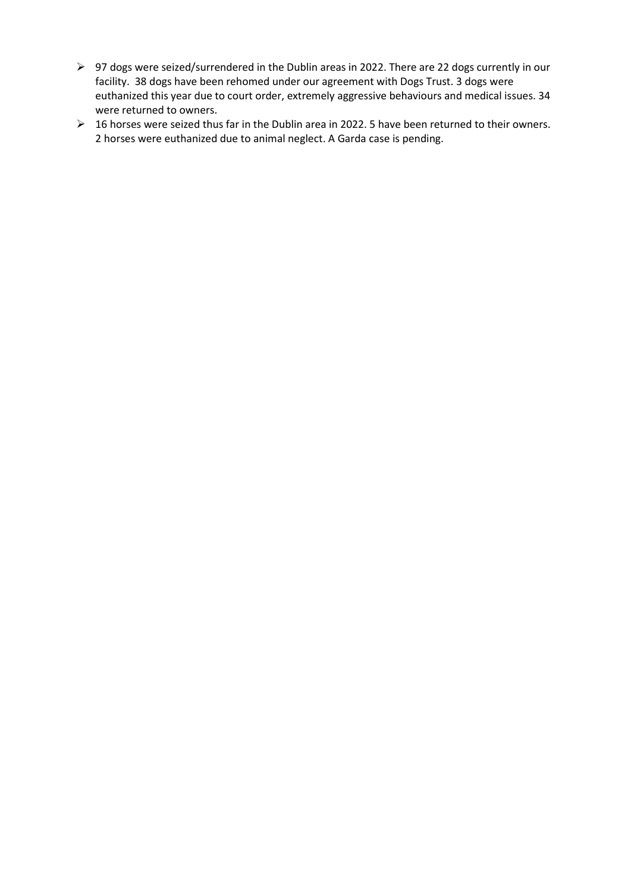- 97 dogs were seized/surrendered in the Dublin areas in 2022. There are 22 dogs currently in our facility.  38 dogs have been rehomed under our agreement with Dogs Trust. 3 dogs were euthanized this year due to court order, extremely aggressive behaviours and medical issues. 34 were returned to owners.
- 16 horses were seized thus far in the Dublin area in 2022. 5 have been returned to their owners. 2 horses were euthanized due to animal neglect. A Garda case is pending.